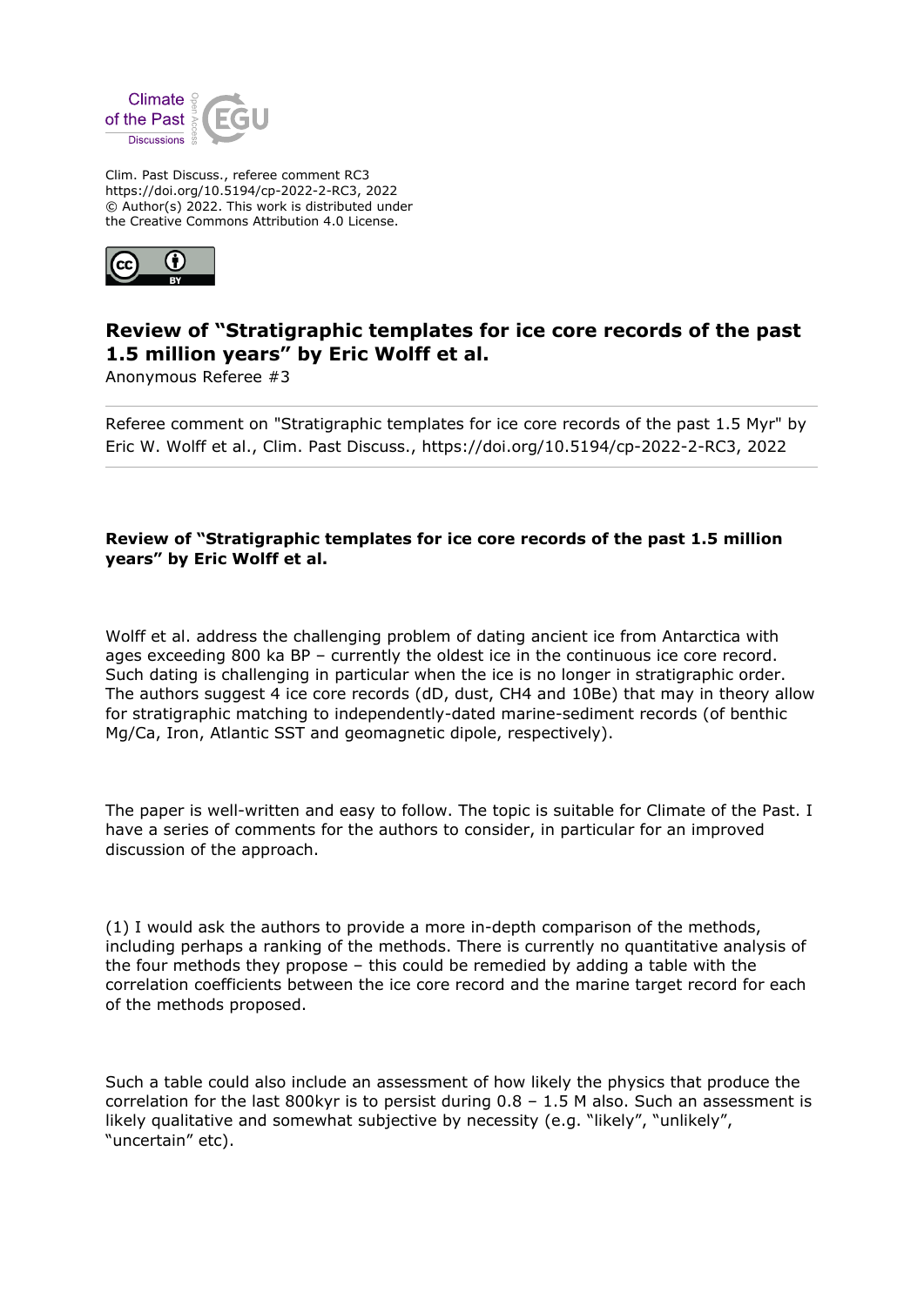Clim. Past Discuss., referee comment RC3
https://doi.org/10.5194/cp-2022-2-RC3, 2022
© Author(s) 2022. This work is distributed under
the Creative Commons Attribution 4.0 License.

# Review of "Stratigraphic templates for ice core records of the past 1.5 million years" by Eric Wolff et al.

Anonymous Referee #3

Referee comment on "Stratigraphic templates for ice core records of the past 1.5 Myr" by Eric W. Wolff et al., Clim. Past Discuss., https://doi.org/10.5194/cp-2022-2-RC3, 2022

**Review of "Stratigraphic templates for ice core records of the past 1.5 million years" by Eric Wolff et al.**

Wolff et al. address the challenging problem of dating ancient ice from Antarctica with ages exceeding 800 ka BP – currently the oldest ice in the continuous ice core record. Such dating is challenging in particular when the ice is no longer in stratigraphic order. The authors suggest 4 ice core records (dD, dust, CH4 and 10Be) that may in theory allow for stratigraphic matching to independently-dated marine-sediment records (of benthic Mg/Ca, Iron, Atlantic SST and geomagnetic dipole, respectively).

The paper is well-written and easy to follow. The topic is suitable for Climate of the Past. I have a series of comments for the authors to consider, in particular for an improved discussion of the approach.

(1) I would ask the authors to provide a more in-depth comparison of the methods, including perhaps a ranking of the methods. There is currently no quantitative analysis of the four methods they propose – this could be remedied by adding a table with the correlation coefficients between the ice core record and the marine target record for each of the methods proposed.

Such a table could also include an assessment of how likely the physics that produce the correlation for the last 800kyr is to persist during 0.8 – 1.5 M also. Such an assessment is likely qualitative and somewhat subjective by necessity (e.g. "likely", "unlikely", "uncertain" etc).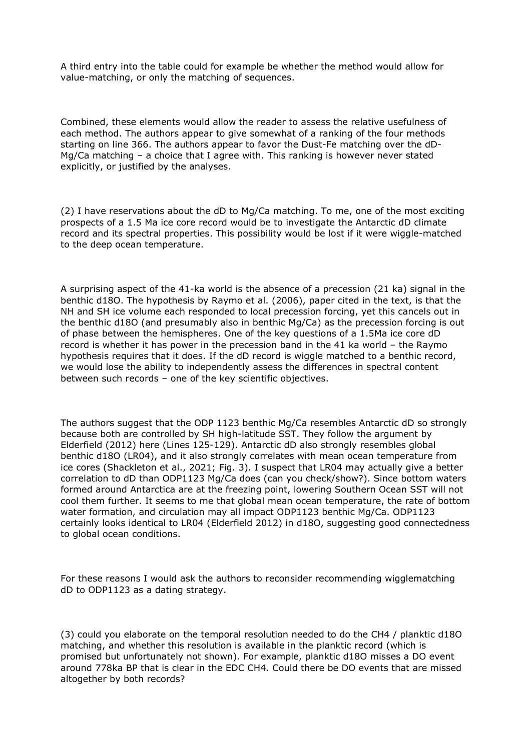A third entry into the table could for example be whether the method would allow for value-matching, or only the matching of sequences.

Combined, these elements would allow the reader to assess the relative usefulness of each method. The authors appear to give somewhat of a ranking of the four methods starting on line 366. The authors appear to favor the Dust-Fe matching over the dD-Mg/Ca matching – a choice that I agree with. This ranking is however never stated explicitly, or justified by the analyses.

(2) I have reservations about the dD to Mg/Ca matching. To me, one of the most exciting prospects of a 1.5 Ma ice core record would be to investigate the Antarctic dD climate record and its spectral properties. This possibility would be lost if it were wiggle-matched to the deep ocean temperature.

A surprising aspect of the 41-ka world is the absence of a precession (21 ka) signal in the benthic d18O. The hypothesis by Raymo et al. (2006), paper cited in the text, is that the NH and SH ice volume each responded to local precession forcing, yet this cancels out in the benthic d18O (and presumably also in benthic Mg/Ca) as the precession forcing is out of phase between the hemispheres. One of the key questions of a 1.5Ma ice core dD record is whether it has power in the precession band in the 41 ka world – the Raymo hypothesis requires that it does. If the dD record is wiggle matched to a benthic record, we would lose the ability to independently assess the differences in spectral content between such records – one of the key scientific objectives.

The authors suggest that the ODP 1123 benthic Mg/Ca resembles Antarctic dD so strongly because both are controlled by SH high-latitude SST. They follow the argument by Elderfield (2012) here (Lines 125-129). Antarctic dD also strongly resembles global benthic d18O (LR04), and it also strongly correlates with mean ocean temperature from ice cores (Shackleton et al., 2021; Fig. 3). I suspect that LR04 may actually give a better correlation to dD than ODP1123 Mg/Ca does (can you check/show?). Since bottom waters formed around Antarctica are at the freezing point, lowering Southern Ocean SST will not cool them further. It seems to me that global mean ocean temperature, the rate of bottom water formation, and circulation may all impact ODP1123 benthic Mg/Ca. ODP1123 certainly looks identical to LR04 (Elderfield 2012) in d18O, suggesting good connectedness to global ocean conditions.

For these reasons I would ask the authors to reconsider recommending wigglematching dD to ODP1123 as a dating strategy.

(3) could you elaborate on the temporal resolution needed to do the CH4 / planktic d18O matching, and whether this resolution is available in the planktic record (which is promised but unfortunately not shown). For example, planktic d18O misses a DO event around 778ka BP that is clear in the EDC CH4. Could there be DO events that are missed altogether by both records?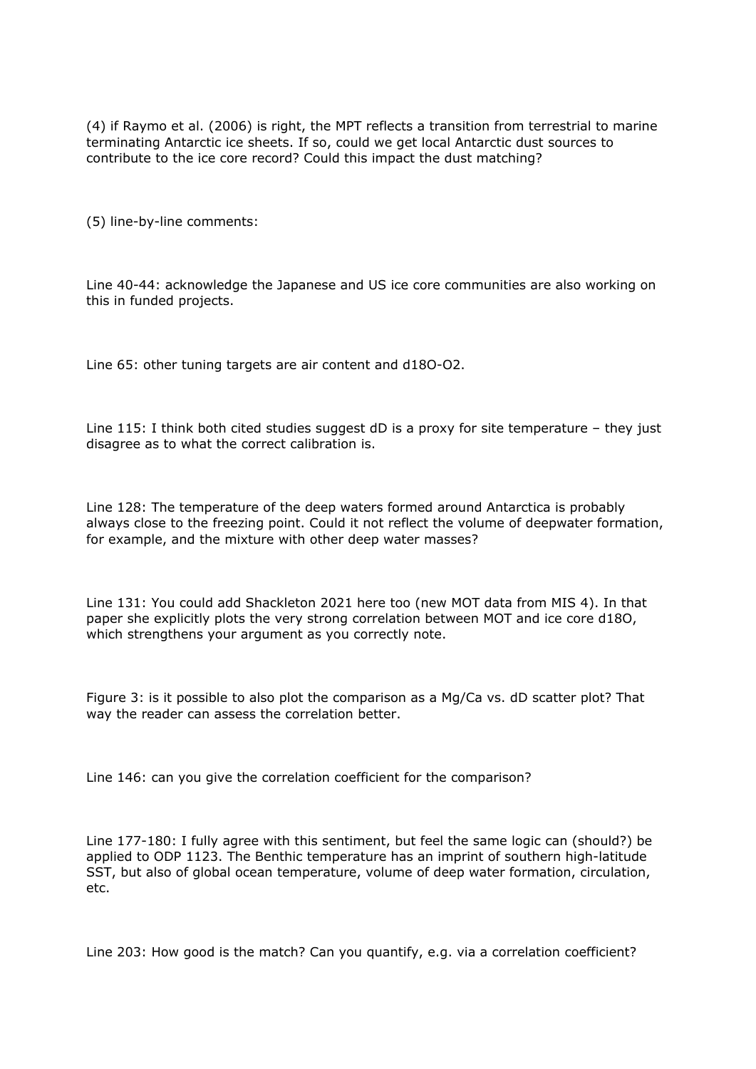(4) if Raymo et al. (2006) is right, the MPT reflects a transition from terrestrial to marine terminating Antarctic ice sheets. If so, could we get local Antarctic dust sources to contribute to the ice core record? Could this impact the dust matching?

(5) line-by-line comments:

Line 40-44: acknowledge the Japanese and US ice core communities are also working on this in funded projects.

Line 65: other tuning targets are air content and d18O-O2.

Line 115: I think both cited studies suggest dD is a proxy for site temperature – they just disagree as to what the correct calibration is.

Line 128: The temperature of the deep waters formed around Antarctica is probably always close to the freezing point. Could it not reflect the volume of deepwater formation, for example, and the mixture with other deep water masses?

Line 131: You could add Shackleton 2021 here too (new MOT data from MIS 4). In that paper she explicitly plots the very strong correlation between MOT and ice core d18O, which strengthens your argument as you correctly note.

Figure 3: is it possible to also plot the comparison as a Mg/Ca vs. dD scatter plot? That way the reader can assess the correlation better.

Line 146: can you give the correlation coefficient for the comparison?

Line 177-180: I fully agree with this sentiment, but feel the same logic can (should?) be applied to ODP 1123. The Benthic temperature has an imprint of southern high-latitude SST, but also of global ocean temperature, volume of deep water formation, circulation, etc.

Line 203: How good is the match? Can you quantify, e.g. via a correlation coefficient?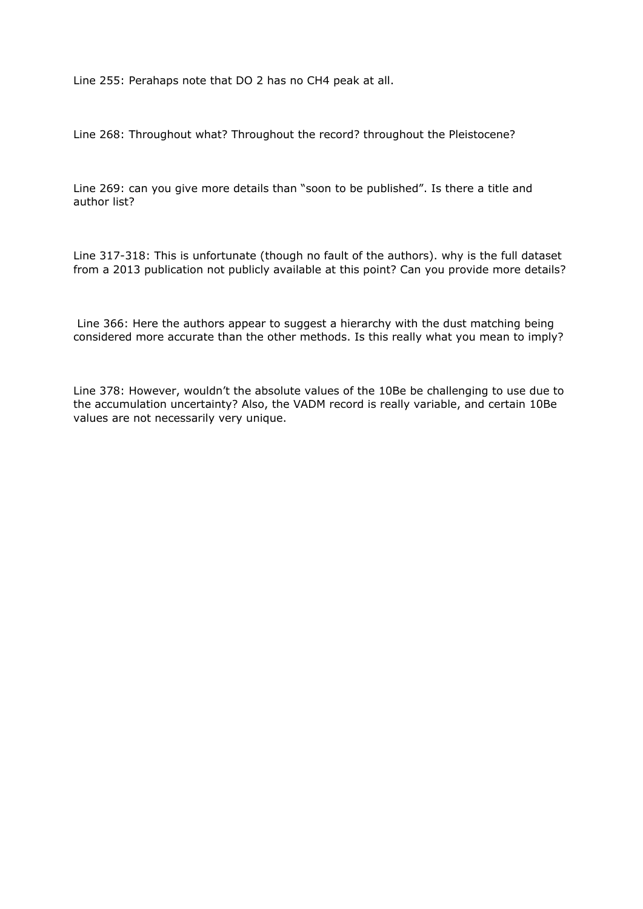Line 255: Perahaps note that DO 2 has no $CH_4$ peak at all.

Line 268: Throughout what? Throughout the record? throughout the Pleistocene?

Line 269: can you give more details than “soon to be published”. Is there a title and author list?

Line 317-318: This is unfortunate (though no fault of the authors). why is the full dataset from a 2013 publication not publicly available at this point? Can you provide more details?

Line 366: Here the authors appear to suggest a hierarchy with the dust matching being considered more accurate than the other methods. Is this really what you mean to imply?

Line 378: However, wouldn’t the absolute values of the $^{10}Be$ be challenging to use due to the accumulation uncertainty? Also, the VADM record is really variable, and certain $^{10}Be$ values are not necessarily very unique.